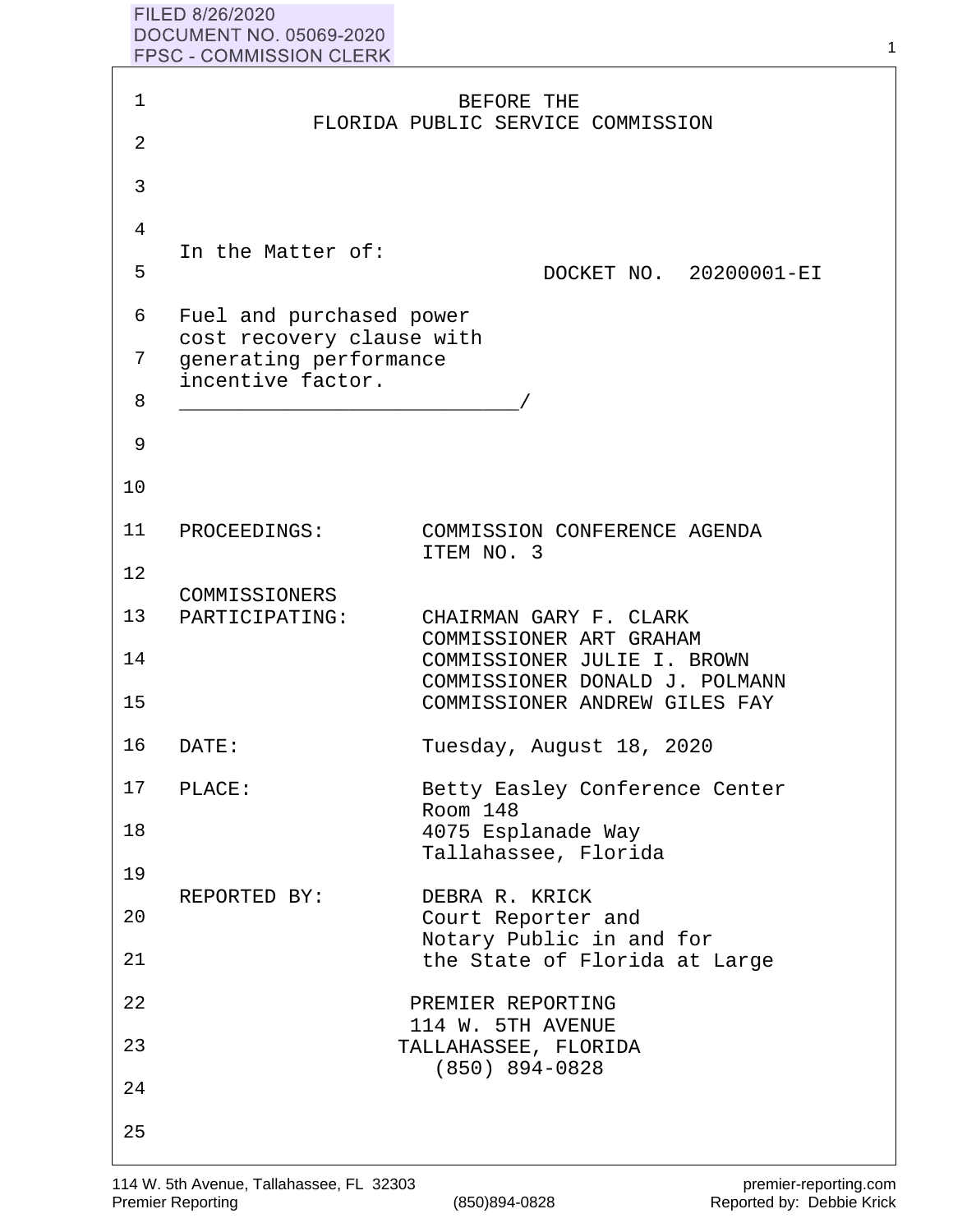FILED 8/26/2020
DOCUMENT NO. 05069-2020
FPSC - COMMISSION CLERK

BEFORE THE
FLORIDA PUBLIC SERVICE COMMISSION

In the Matter of:

DOCKET NO. 20200001-EI

Fuel and purchased power cost recovery clause with generating performance incentive factor.
_____________________________/

PROCEEDINGS: COMMISSION CONFERENCE AGENDA ITEM NO. 3

COMMISSIONERS PARTICIPATING:
CHAIRMAN GARY F. CLARK
COMMISSIONER ART GRAHAM
COMMISSIONER JULIE I. BROWN
COMMISSIONER DONALD J. POLMANN
COMMISSIONER ANDREW GILES FAY

DATE: Tuesday, August 18, 2020

PLACE: Betty Easley Conference Center
Room 148
4075 Esplanade Way
Tallahassee, Florida

REPORTED BY: DEBRA R. KRICK
Court Reporter and
Notary Public in and for
the State of Florida at Large

PREMIER REPORTING
114 W. 5TH AVENUE
TALLAHASSEE, FLORIDA
(850) 894-0828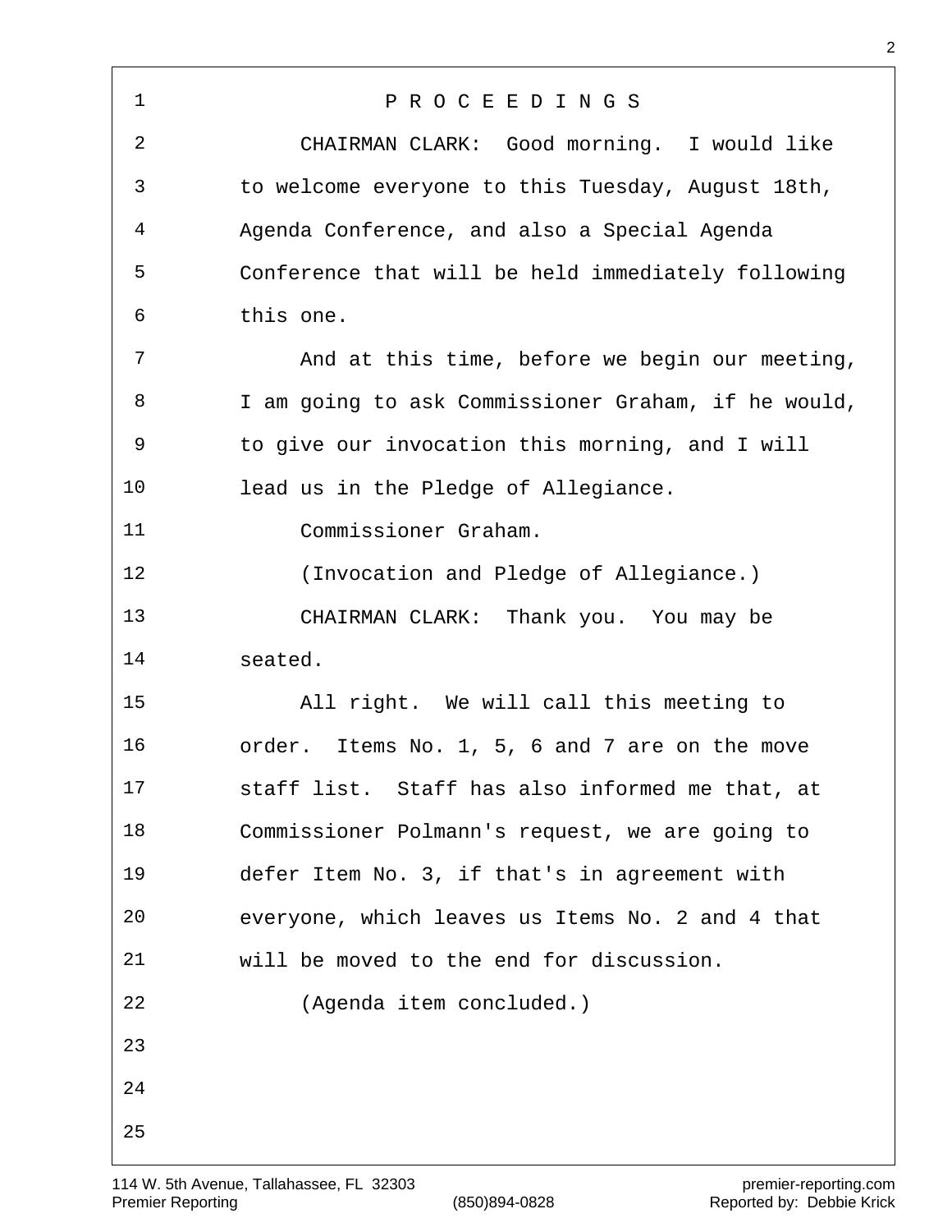P R O C E E D I N G S

CHAIRMAN CLARK: Good morning. I would like to welcome everyone to this Tuesday, August 18th, Agenda Conference, and also a Special Agenda Conference that will be held immediately following this one.

And at this time, before we begin our meeting, I am going to ask Commissioner Graham, if he would, to give our invocation this morning, and I will lead us in the Pledge of Allegiance.

Commissioner Graham.

(Invocation and Pledge of Allegiance.)

CHAIRMAN CLARK: Thank you. You may be seated.

All right. We will call this meeting to order. Items No. 1, 5, 6 and 7 are on the move staff list. Staff has also informed me that, at Commissioner Polmann's request, we are going to defer Item No. 3, if that's in agreement with everyone, which leaves us Items No. 2 and 4 that will be moved to the end for discussion.

(Agenda item concluded.)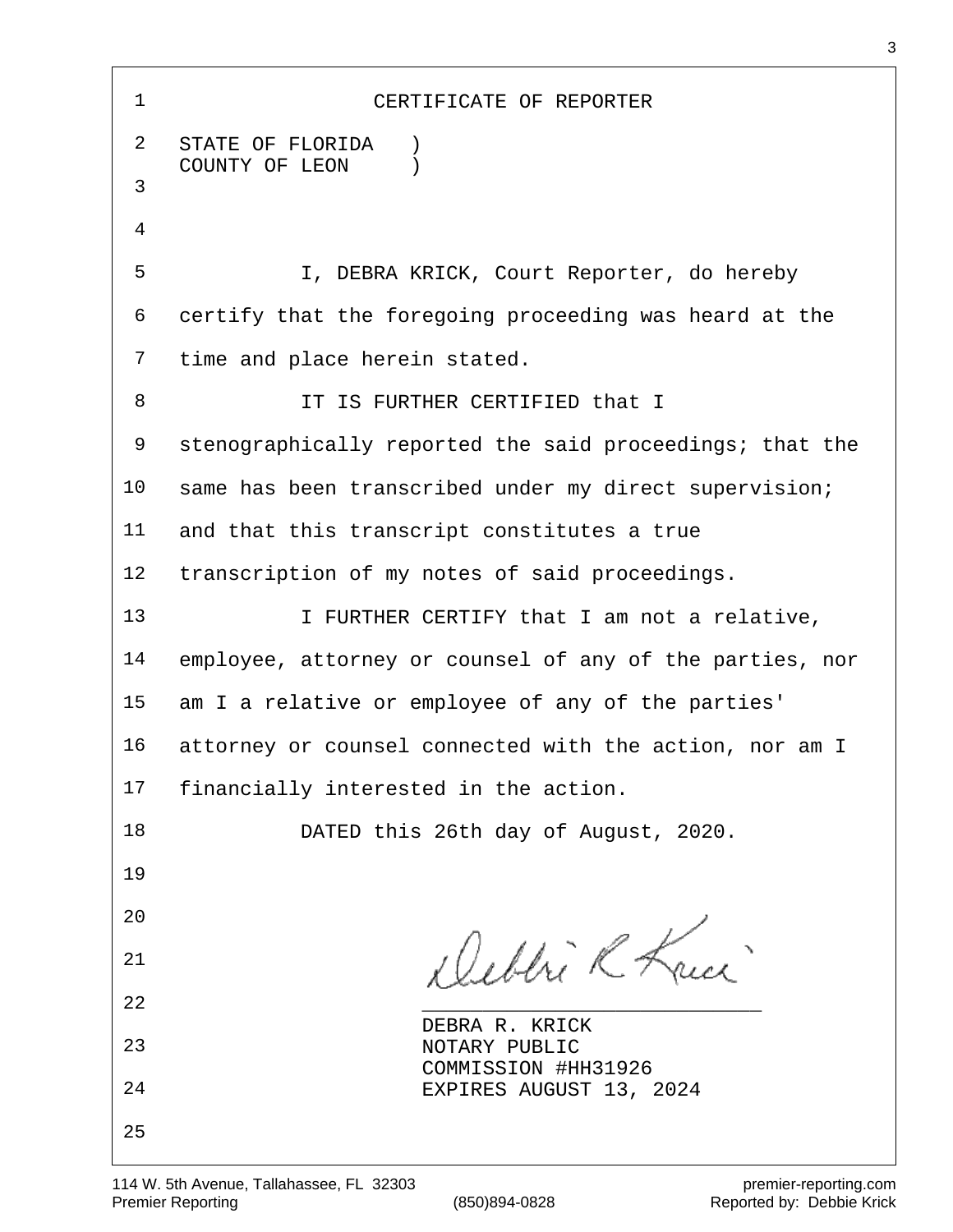# CERTIFICATE OF REPORTER

STATE OF FLORIDA )
COUNTY OF LEON )

I, DEBRA KRICK, Court Reporter, do hereby certify that the foregoing proceeding was heard at the time and place herein stated.

IT IS FURTHER CERTIFIED that I stenographically reported the said proceedings; that the same has been transcribed under my direct supervision; and that this transcript constitutes a true transcription of my notes of said proceedings.

I FURTHER CERTIFY that I am not a relative, employee, attorney or counsel of any of the parties, nor am I a relative or employee of any of the parties' attorney or counsel connected with the action, nor am I financially interested in the action.

DATED this 26th day of August, 2020.

Debbie R Krick

DEBRA R. KRICK
NOTARY PUBLIC
COMMISSION #HH31926
EXPIRES AUGUST 13, 2024

114 W. 5th Avenue, Tallahassee, FL 32303 premier-reporting.com
Premier Reporting (850)894-0828 Reported by: Debbie Krick